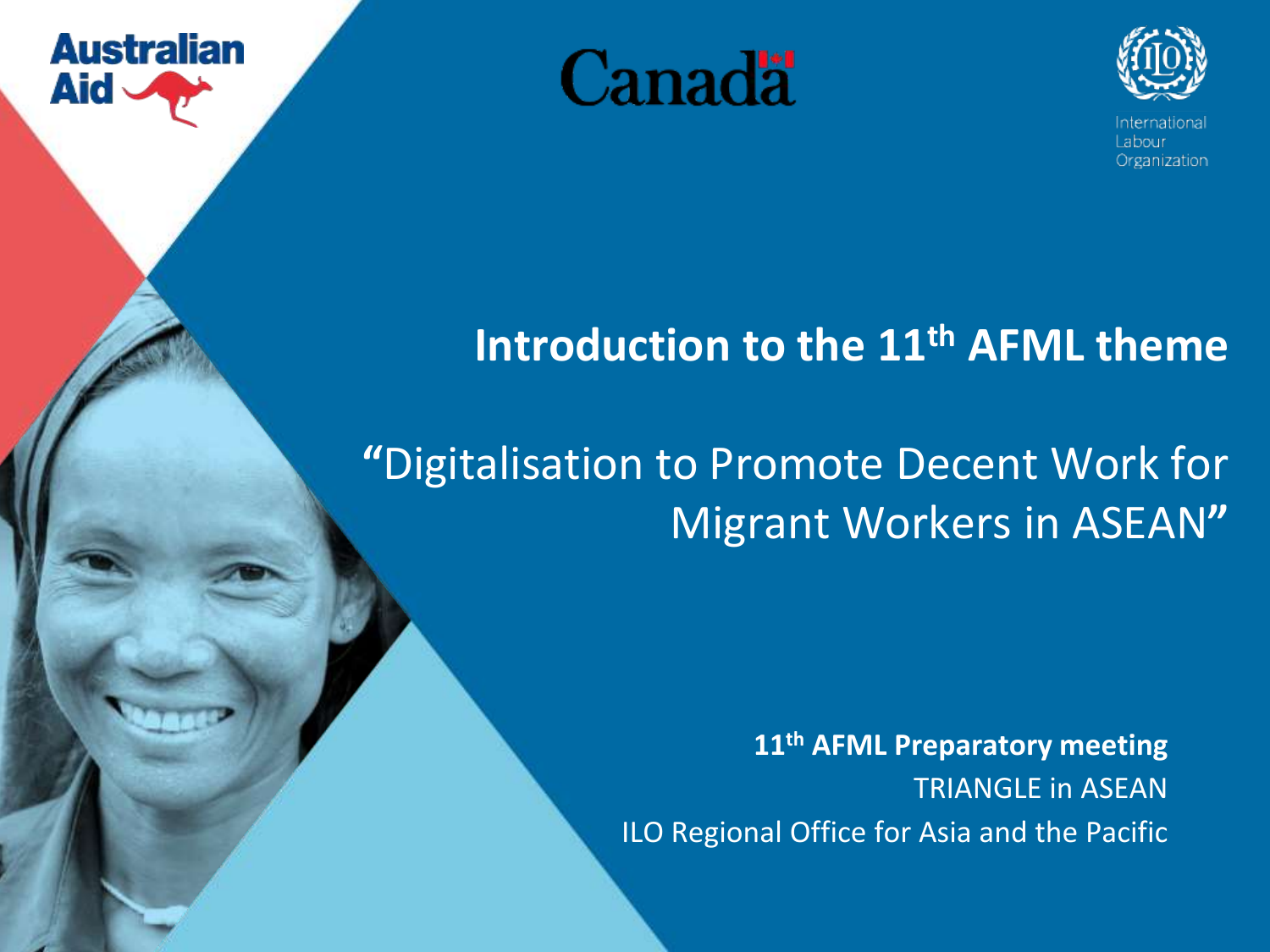Australian Aid

Canada

International Labour Organization

# Introduction to the 11th AFML theme

## "Digitalisation to Promote Decent Work for Migrant Workers in ASEAN"

**11th AFML Preparatory meeting**
TRIANGLE in ASEAN
ILO Regional Office for Asia and the Pacific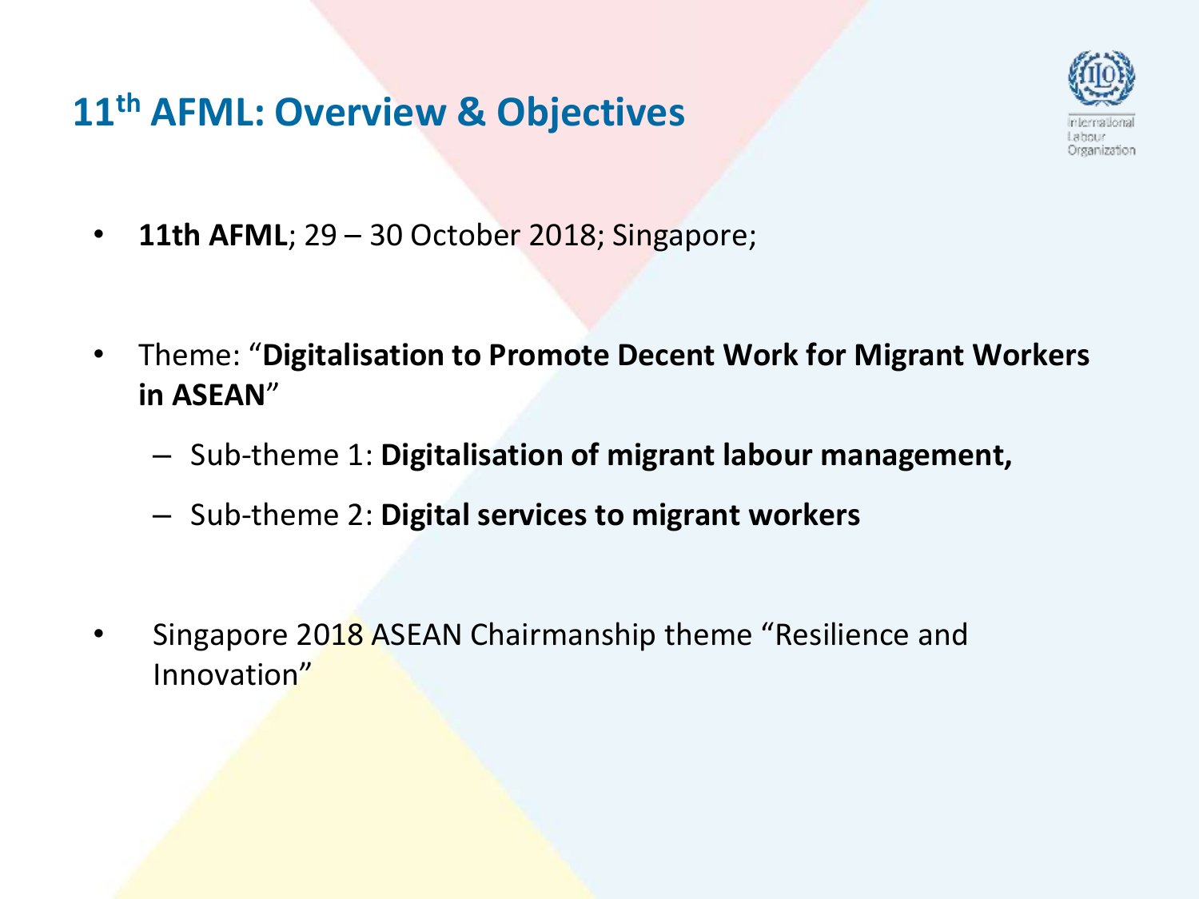# 11th AFML: Overview & Objectives

- **11th AFML**; 29 – 30 October 2018; Singapore;

- Theme: "**Digitalisation to Promote Decent Work for Migrant Workers in ASEAN**"
  - Sub-theme 1: **Digitalisation of migrant labour management,**
  - Sub-theme 2: **Digital services to migrant workers**

- Singapore 2018 ASEAN Chairmanship theme "Resilience and Innovation"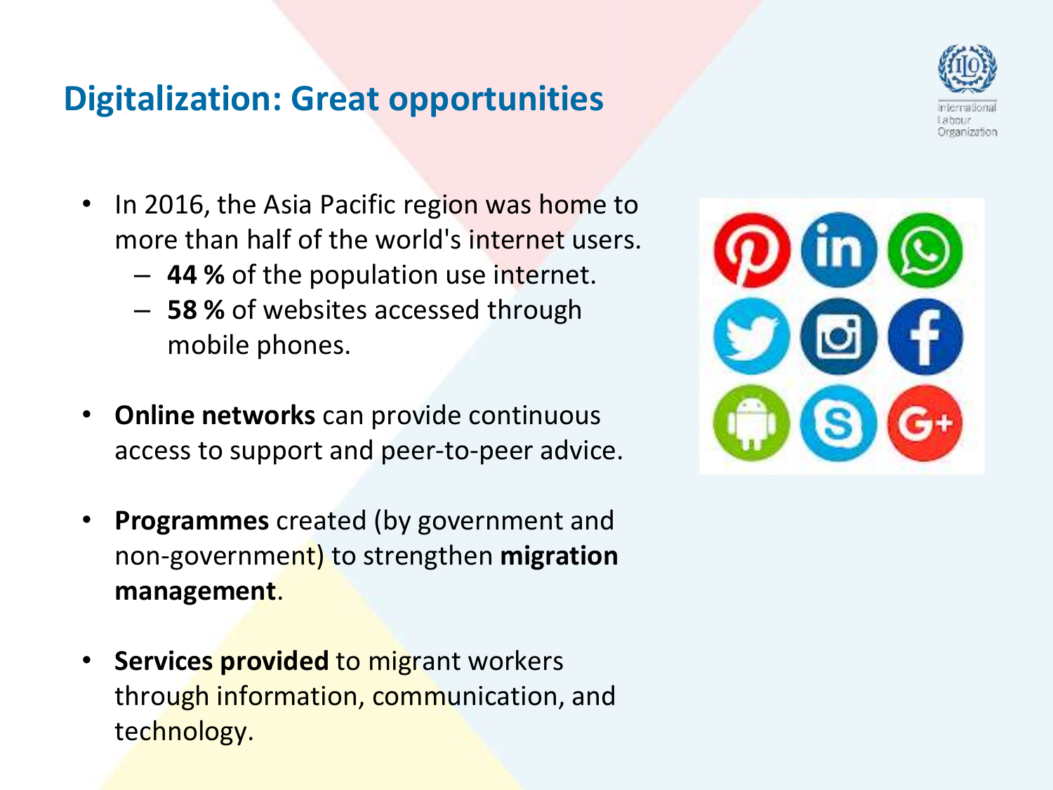# Digitalization: Great opportunities

- In 2016, the Asia Pacific region was home to more than half of the world's internet users.
  - **44 %** of the population use internet.
  - **58 %** of websites accessed through mobile phones.
- **Online networks** can provide continuous access to support and peer-to-peer advice.
- **Programmes** created (by government and non-government) to strengthen **migration management**.
- **Services provided** to migrant workers through information, communication, and technology.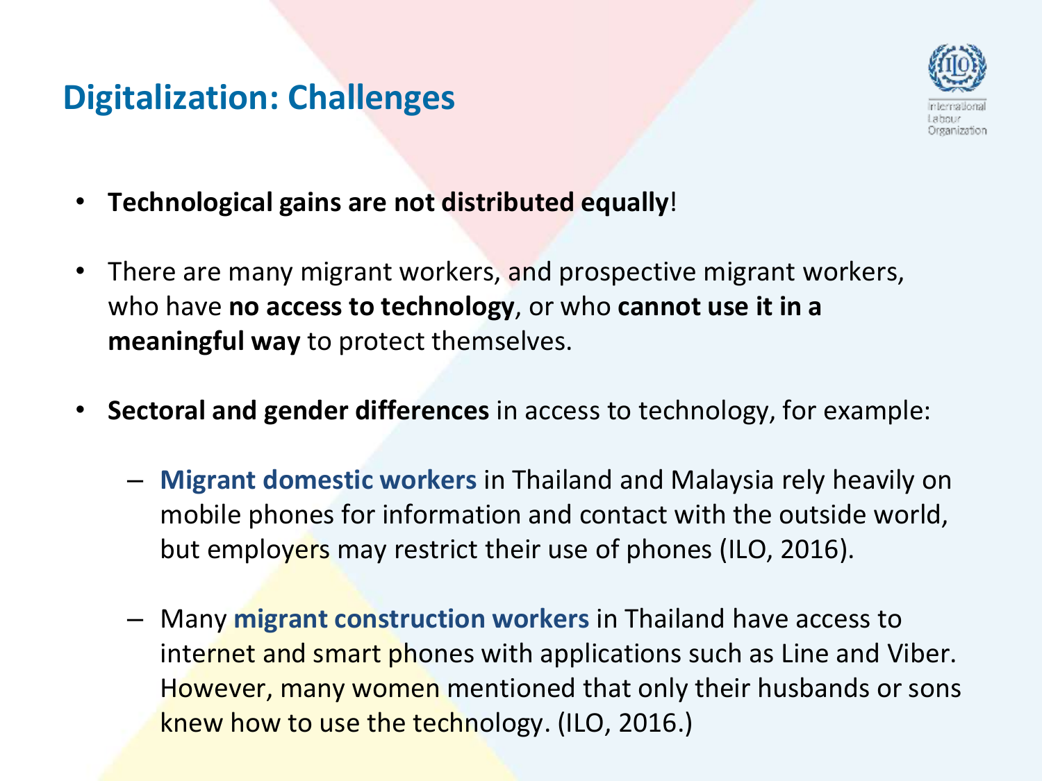# Digitalization: Challenges

- **Technological gains are not distributed equally**!
- There are many migrant workers, and prospective migrant workers, who have **no access to technology**, or who **cannot use it in a meaningful way** to protect themselves.
- **Sectoral and gender differences** in access to technology, for example:
  - **Migrant domestic workers** in Thailand and Malaysia rely heavily on mobile phones for information and contact with the outside world, but employers may restrict their use of phones (ILO, 2016).
  - Many **migrant construction workers** in Thailand have access to internet and smart phones with applications such as Line and Viber. However, many women mentioned that only their husbands or sons knew how to use the technology. (ILO, 2016.)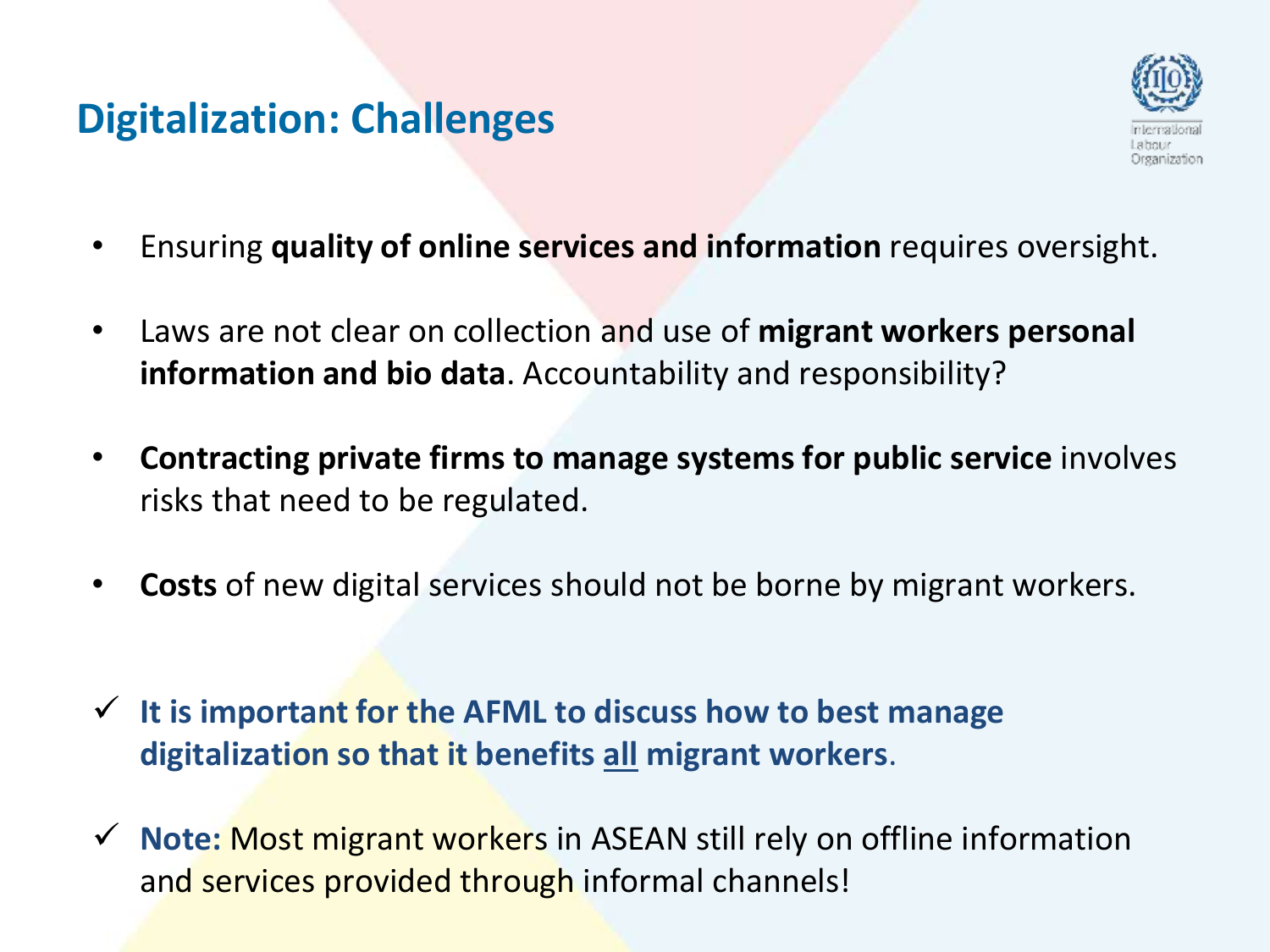# Digitalization: Challenges

- Ensuring **quality of online services and information** requires oversight.
- Laws are not clear on collection and use of **migrant workers personal information and bio data**. Accountability and responsibility?
- **Contracting private firms to manage systems for public service** involves risks that need to be regulated.
- **Costs** of new digital services should not be borne by migrant workers.

✓ **It is important for the AFML to discuss how to best manage digitalization so that it benefits all migrant workers**.

✓ **Note:** Most migrant workers in ASEAN still rely on offline information and services provided through informal channels!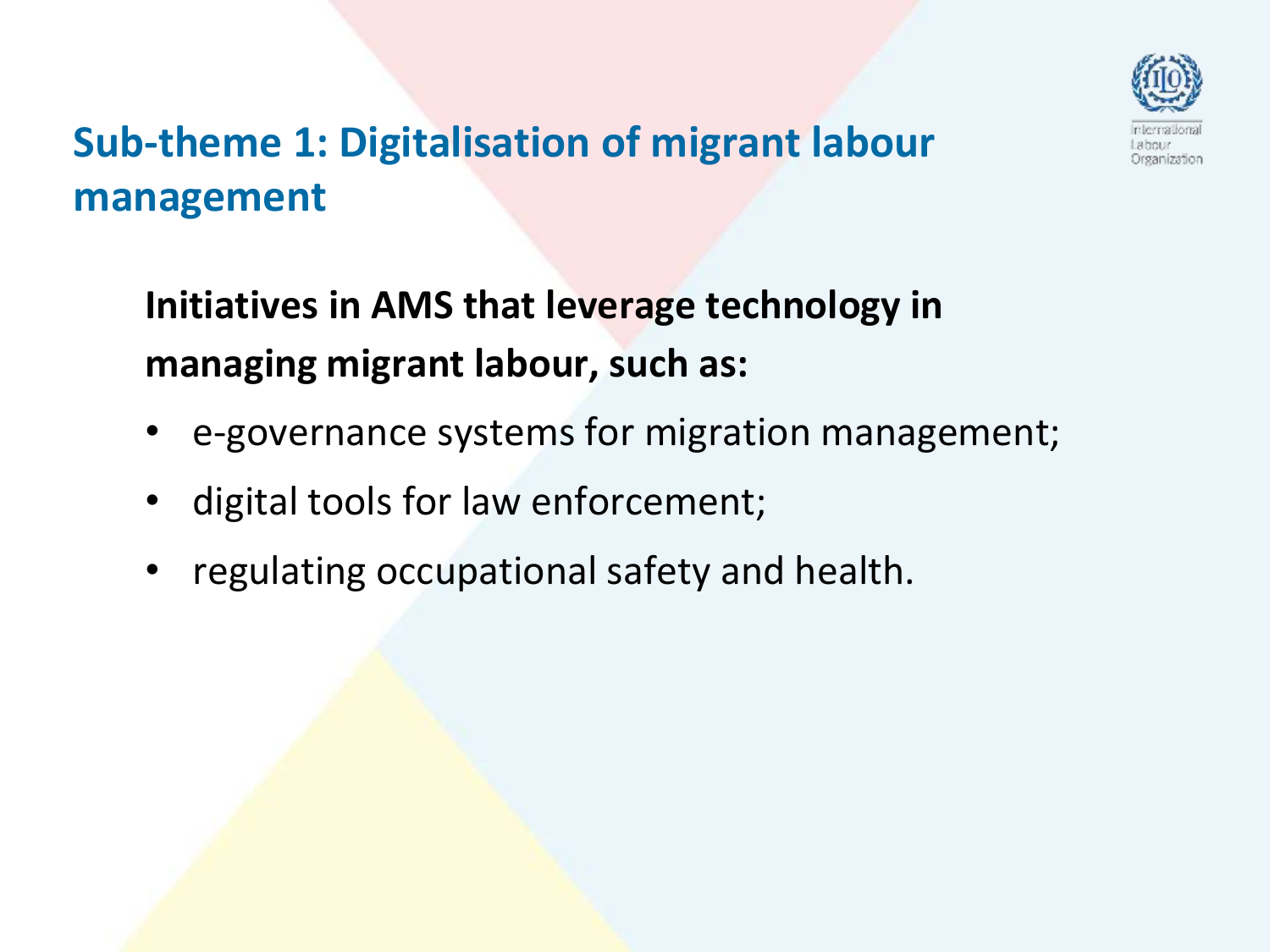# Sub-theme 1: Digitalisation of migrant labour management

**Initiatives in AMS that leverage technology in managing migrant labour, such as:**

- e-governance systems for migration management;
- digital tools for law enforcement;
- regulating occupational safety and health.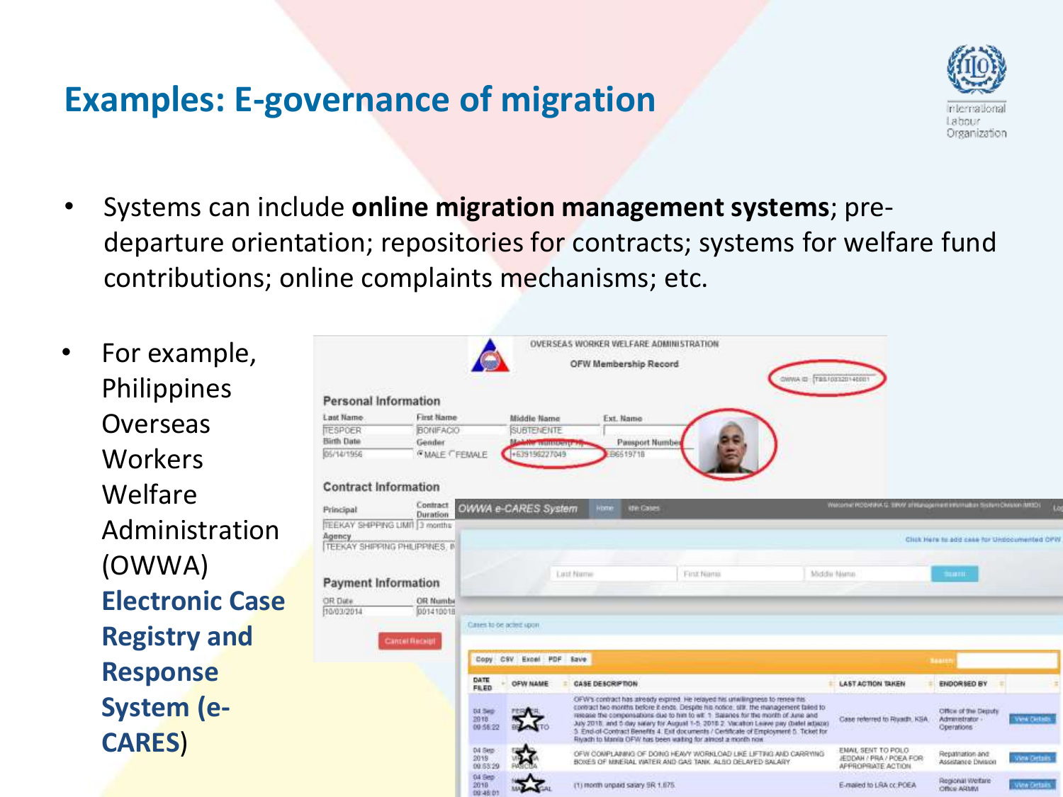# Examples: E-governance of migration

- Systems can include **online migration management systems**; pre-departure orientation; repositories for contracts; systems for welfare fund contributions; online complaints mechanisms; etc.

- For example, Philippines Overseas Workers Welfare Administration (OWWA) **Electronic Case Registry and Response System (e-CARES)**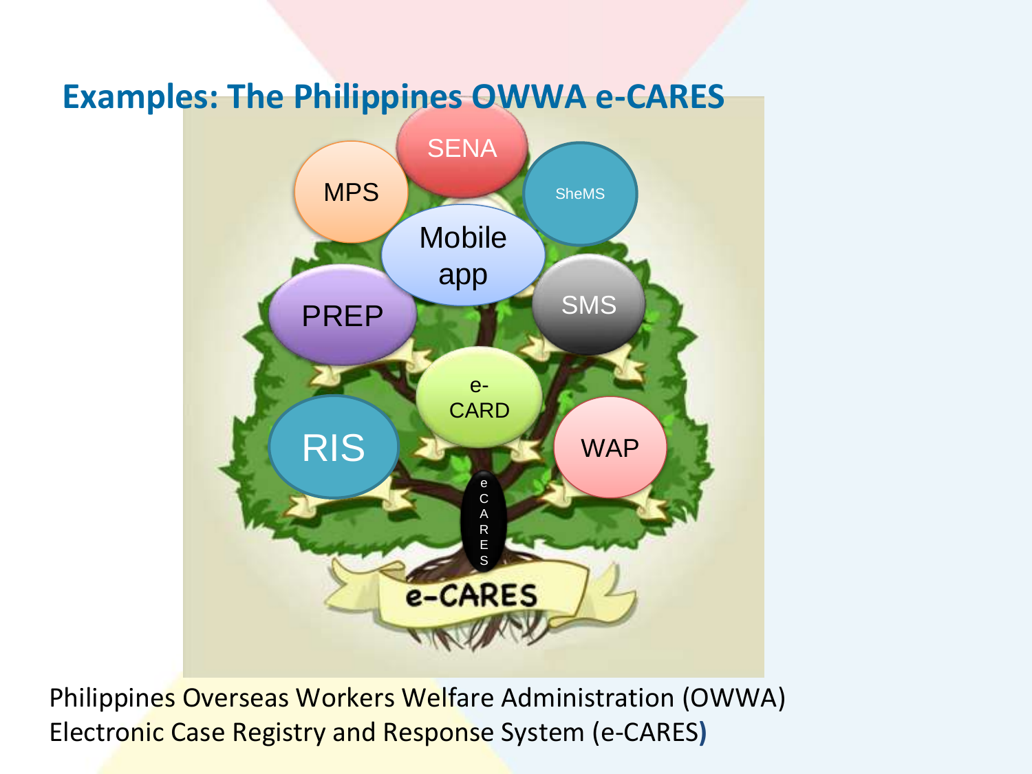## Examples: The Philippines OWWA e-CARES

SENA

MPS

SheMS

Mobile app

PREP

SMS

e-CARD

RIS

WAP

eCARES

e-CARES

Philippines Overseas Workers Welfare Administration (OWWA)
Electronic Case Registry and Response System (e-CARES)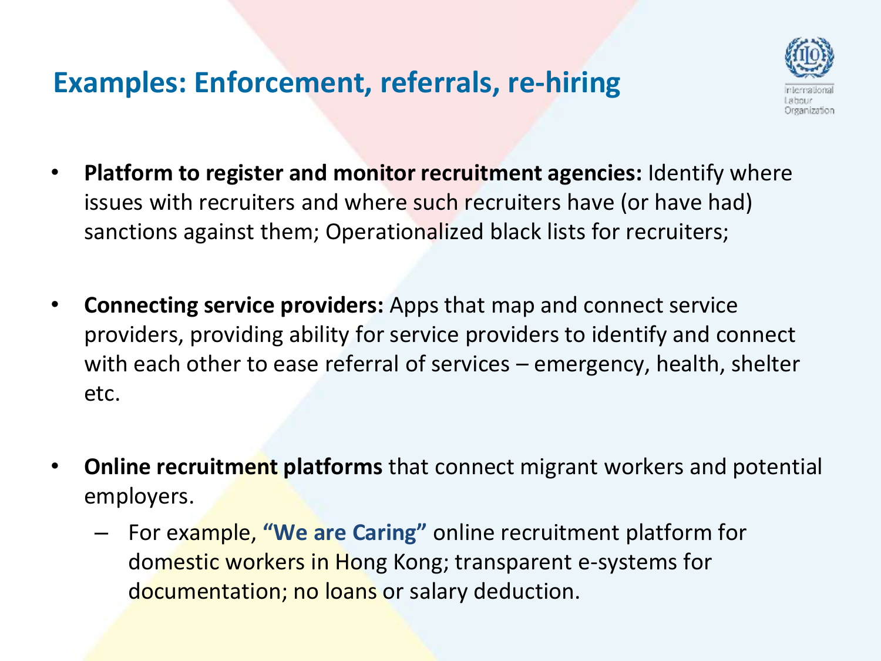# Examples: Enforcement, referrals, re-hiring

- **Platform to register and monitor recruitment agencies:** Identify where issues with recruiters and where such recruiters have (or have had) sanctions against them; Operationalized black lists for recruiters;

- **Connecting service providers:** Apps that map and connect service providers, providing ability for service providers to identify and connect with each other to ease referral of services – emergency, health, shelter etc.

- **Online recruitment platforms** that connect migrant workers and potential employers.
  - For example, **"We are Caring"** online recruitment platform for domestic workers in Hong Kong; transparent e-systems for documentation; no loans or salary deduction.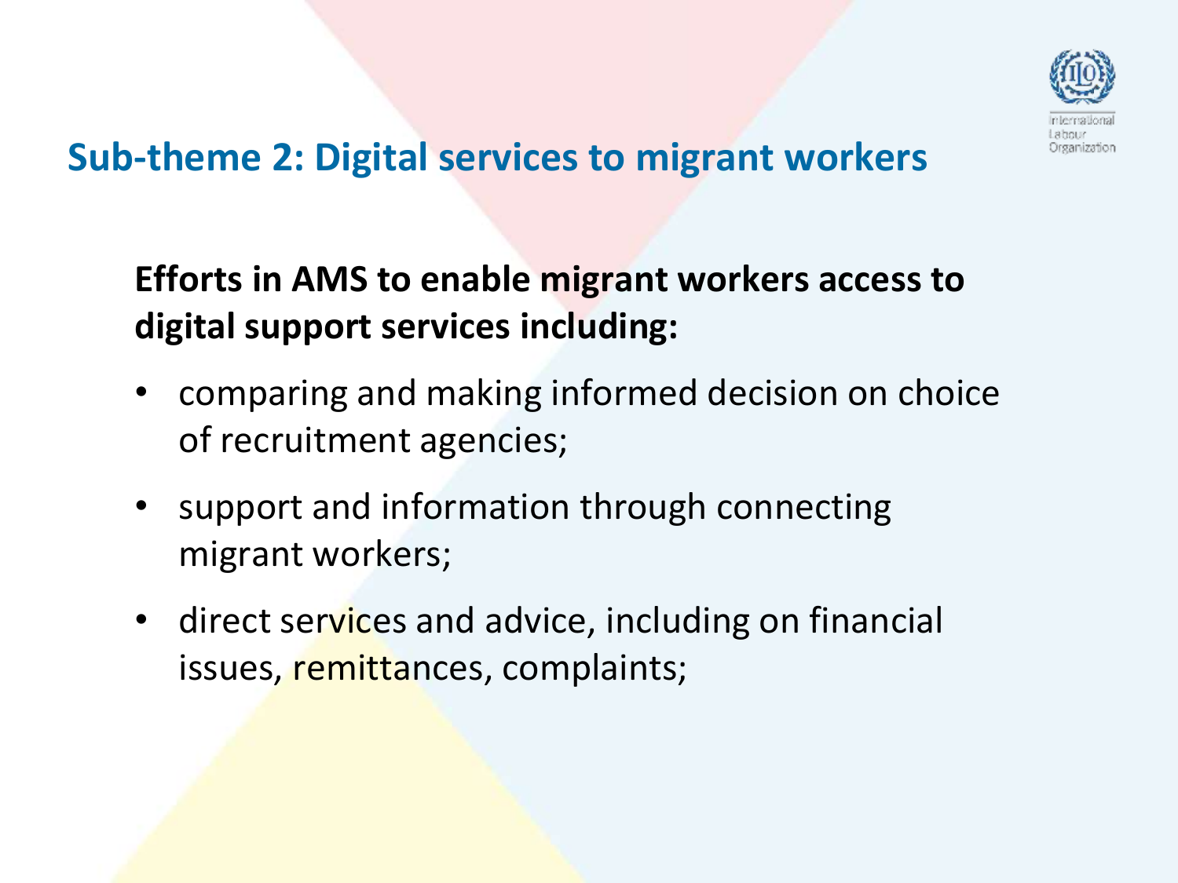## Sub-theme 2: Digital services to migrant workers

**Efforts in AMS to enable migrant workers access to digital support services including:**

- comparing and making informed decision on choice of recruitment agencies;
- support and information through connecting migrant workers;
- direct services and advice, including on financial issues, remittances, complaints;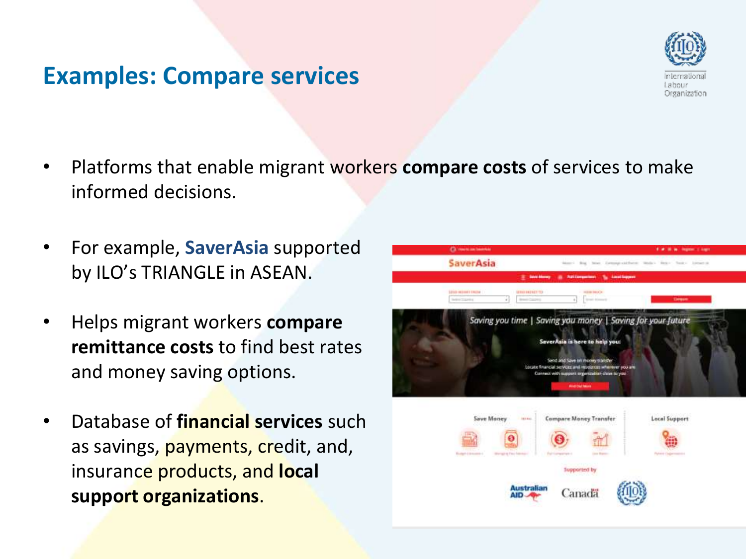# Examples: Compare services

- Platforms that enable migrant workers **compare costs** of services to make informed decisions.

- For example, **SaverAsia** supported by ILO's TRIANGLE in ASEAN.

- Helps migrant workers **compare remittance costs** to find best rates and money saving options.

- Database of **financial services** such as savings, payments, credit, and, insurance products, and **local support organizations**.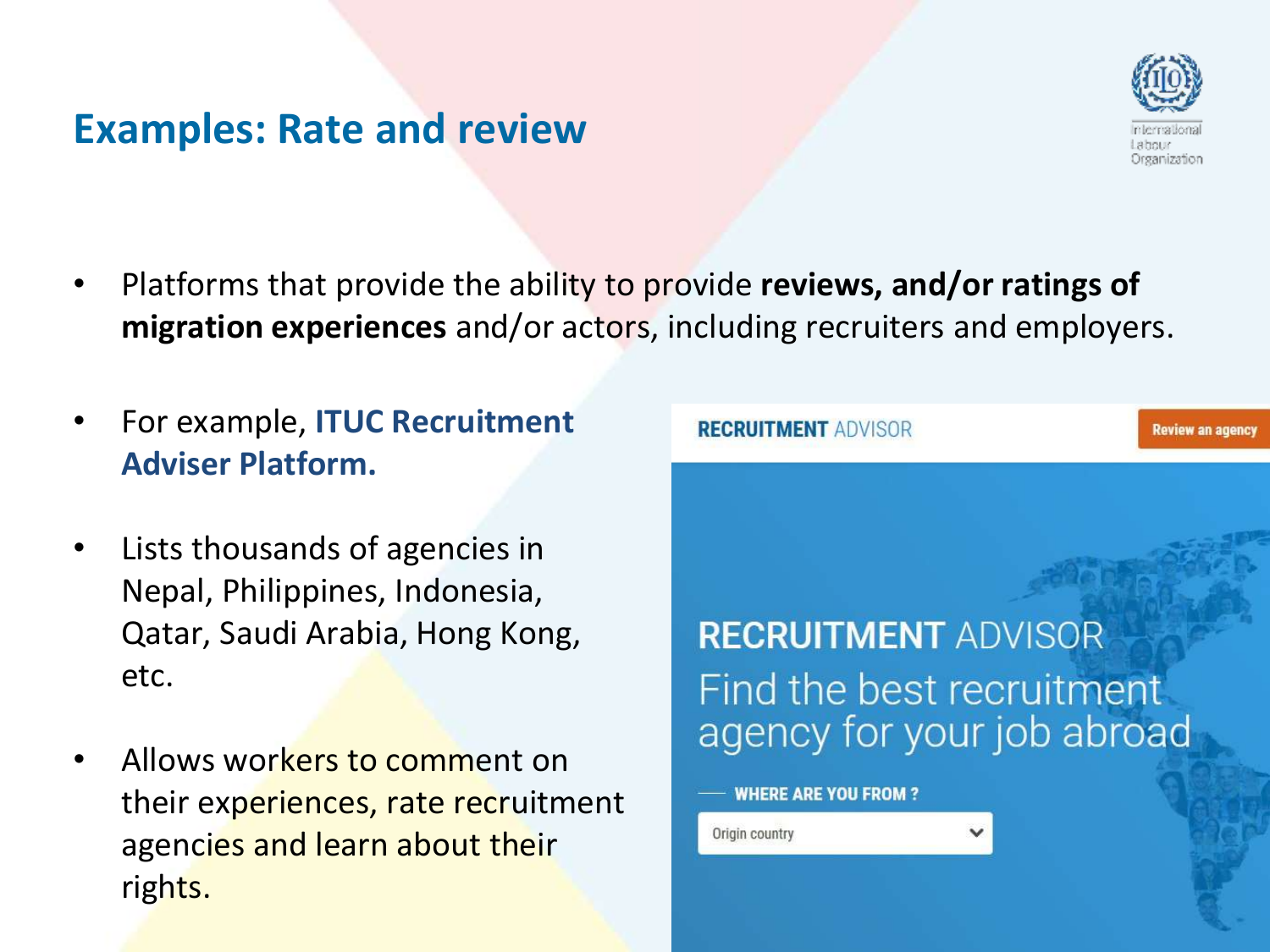## Examples: Rate and review

- Platforms that provide the ability to provide **reviews, and/or ratings of migration experiences** and/or actors, including recruiters and employers.

- For example, **ITUC Recruitment Adviser Platform.**

- Lists thousands of agencies in Nepal, Philippines, Indonesia, Qatar, Saudi Arabia, Hong Kong, etc.

- Allows workers to comment on their experiences, rate recruitment agencies and learn about their rights.

RECRUITMENT ADVISOR

Review an agency

RECRUITMENT ADVISOR
Find the best recruitment agency for your job abroad

WHERE ARE YOU FROM ?

Origin country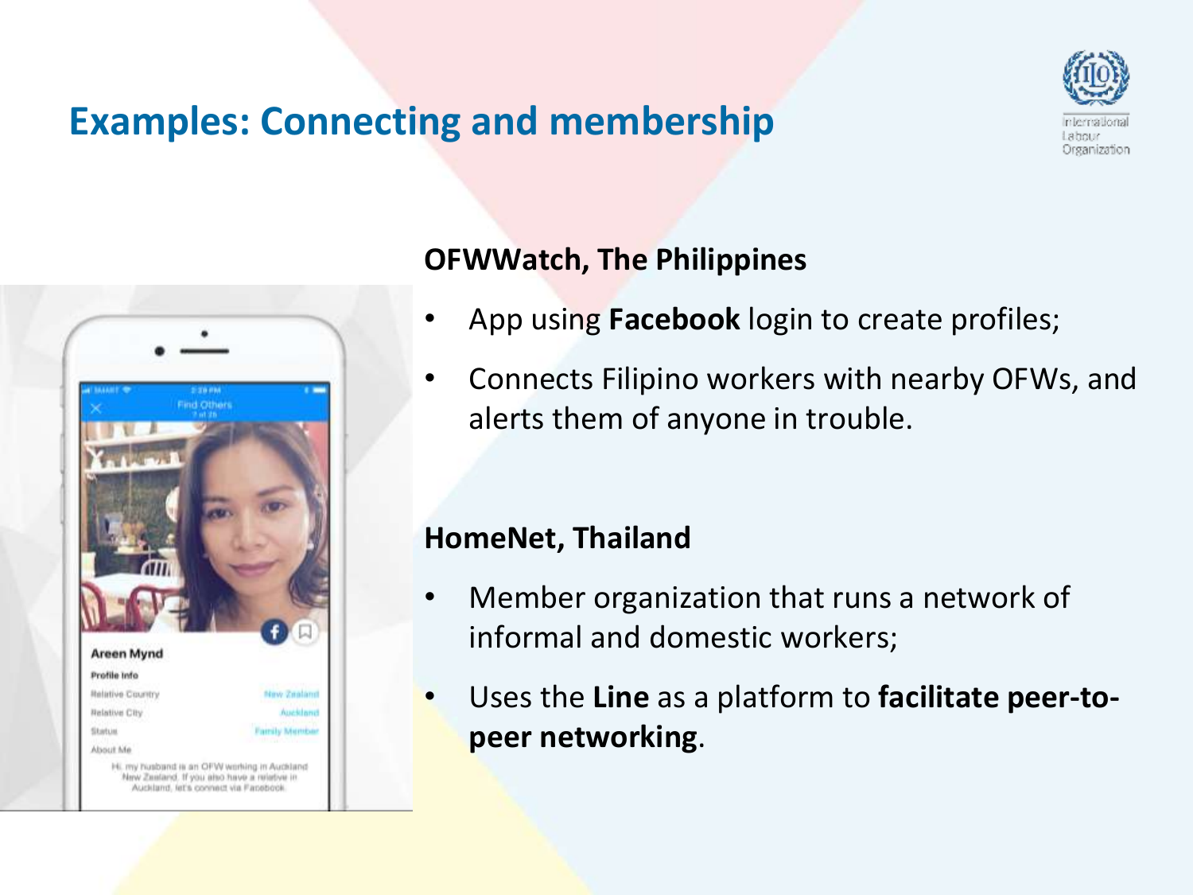# Examples: Connecting and membership

**OFWWatch, The Philippines**

- App using **Facebook** login to create profiles;
- Connects Filipino workers with nearby OFWs, and alerts them of anyone in trouble.

**HomeNet, Thailand**

- Member organization that runs a network of informal and domestic workers;
- Uses the **Line** as a platform to **facilitate peer-to-peer networking**.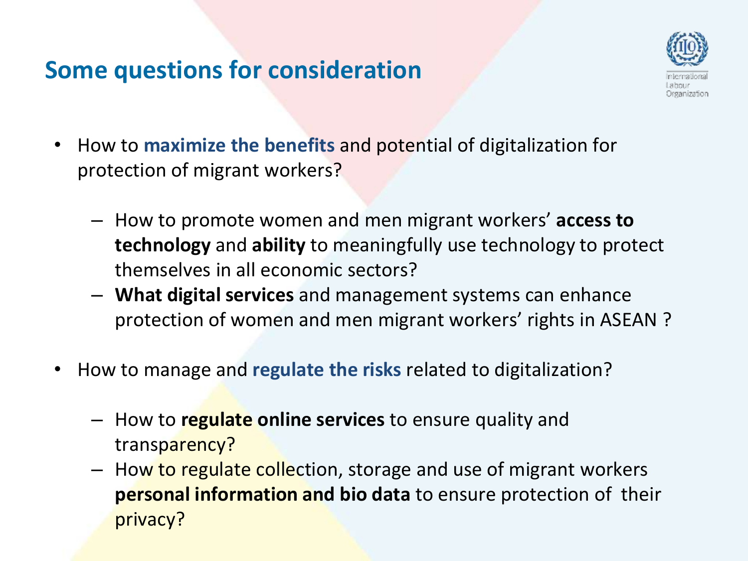## Some questions for consideration

- How to **maximize the benefits** and potential of digitalization for protection of migrant workers?
  - How to promote women and men migrant workers' **access to technology** and **ability** to meaningfully use technology to protect themselves in all economic sectors?
  - **What digital services** and management systems can enhance protection of women and men migrant workers' rights in ASEAN ?
- How to manage and **regulate the risks** related to digitalization?
  - How to **regulate online services** to ensure quality and transparency?
  - How to regulate collection, storage and use of migrant workers **personal information and bio data** to ensure protection of their privacy?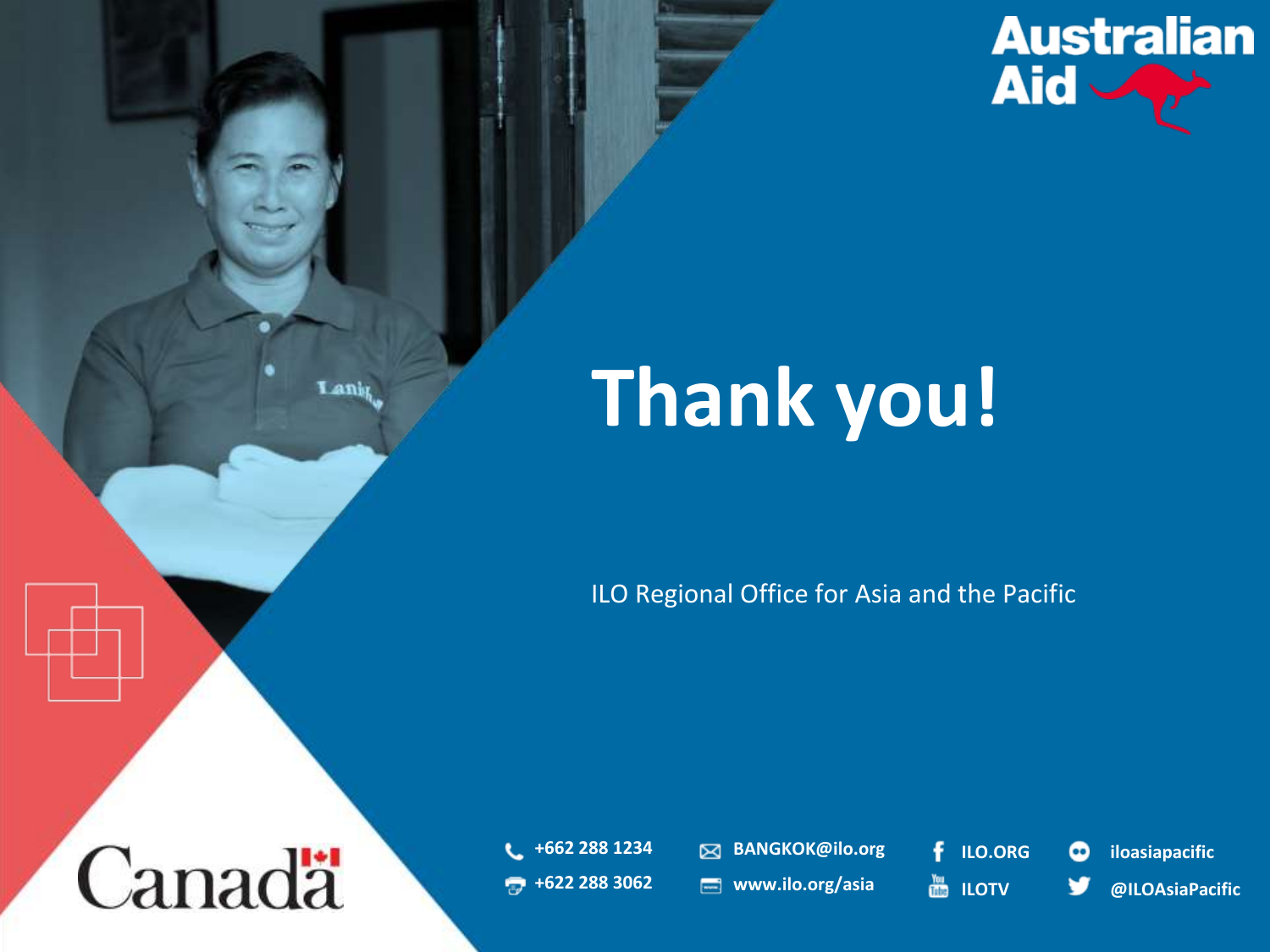Australian Aid

# Thank you!

ILO Regional Office for Asia and the Pacific

+662 288 1234

+622 288 3062

BANGKOK@ilo.org

www.ilo.org/asia

ILO.ORG

ILOTV

iloasiapacific

@ILOAsiaPacific

Canada